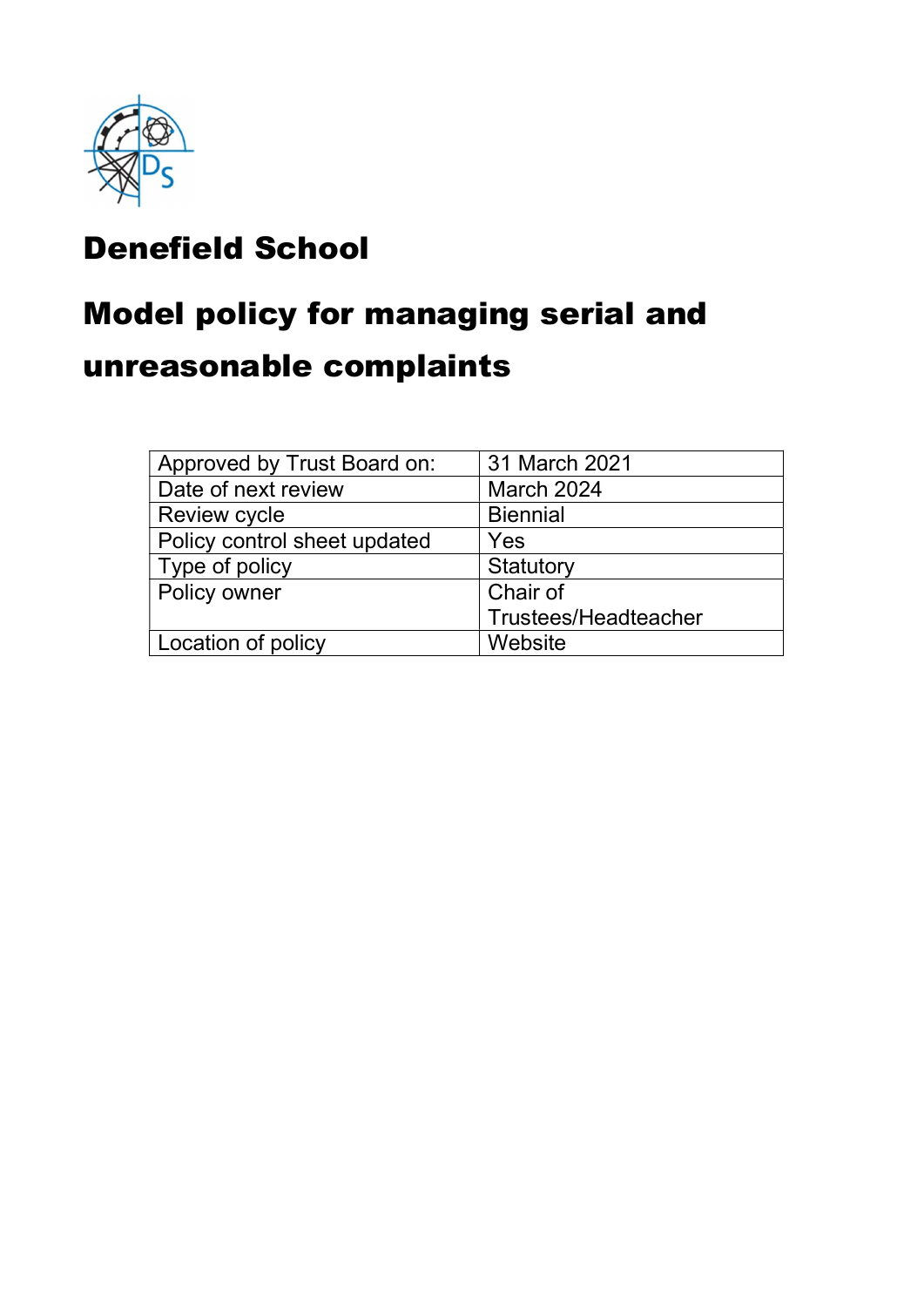# Denefield School

# Model policy for managing serial and unreasonable complaints

| Approved by Trust Board on: | 31 March 2021 |
| --- | --- |
| Date of next review | March 2024 |
| Review cycle | Biennial |
| Policy control sheet updated | Yes |
| Type of policy | Statutory |
| Policy owner | Chair of Trustees/Headteacher |
| Location of policy | Website |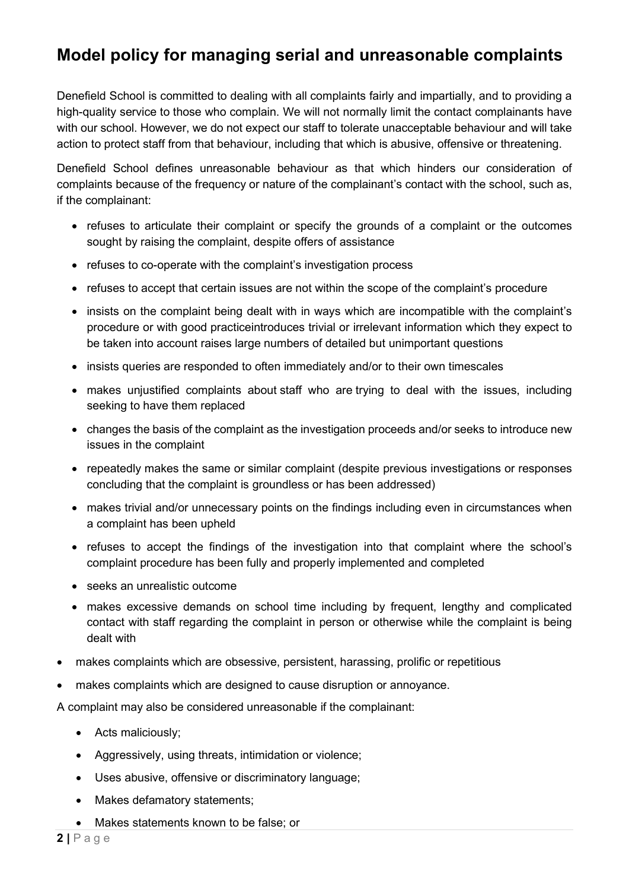## Model policy for managing serial and unreasonable complaints

Denefield School is committed to dealing with all complaints fairly and impartially, and to providing a high-quality service to those who complain. We will not normally limit the contact complainants have with our school. However, we do not expect our staff to tolerate unacceptable behaviour and will take action to protect staff from that behaviour, including that which is abusive, offensive or threatening.

Denefield School defines unreasonable behaviour as that which hinders our consideration of complaints because of the frequency or nature of the complainant's contact with the school, such as, if the complainant:

- refuses to articulate their complaint or specify the grounds of a complaint or the outcomes sought by raising the complaint, despite offers of assistance
- refuses to co-operate with the complaint's investigation process
- refuses to accept that certain issues are not within the scope of the complaint's procedure
- insists on the complaint being dealt with in ways which are incompatible with the complaint's procedure or with good practiceintroduces trivial or irrelevant information which they expect to be taken into account raises large numbers of detailed but unimportant questions
- insists queries are responded to often immediately and/or to their own timescales
- makes unjustified complaints about staff who are trying to deal with the issues, including seeking to have them replaced
- changes the basis of the complaint as the investigation proceeds and/or seeks to introduce new issues in the complaint
- repeatedly makes the same or similar complaint (despite previous investigations or responses concluding that the complaint is groundless or has been addressed)
- makes trivial and/or unnecessary points on the findings including even in circumstances when a complaint has been upheld
- refuses to accept the findings of the investigation into that complaint where the school's complaint procedure has been fully and properly implemented and completed
- seeks an unrealistic outcome
- makes excessive demands on school time including by frequent, lengthy and complicated contact with staff regarding the complaint in person or otherwise while the complaint is being dealt with
- makes complaints which are obsessive, persistent, harassing, prolific or repetitious
- makes complaints which are designed to cause disruption or annoyance.

A complaint may also be considered unreasonable if the complainant:

- Acts maliciously;
- Aggressively, using threats, intimidation or violence;
- Uses abusive, offensive or discriminatory language;
- Makes defamatory statements;
- Makes statements known to be false; or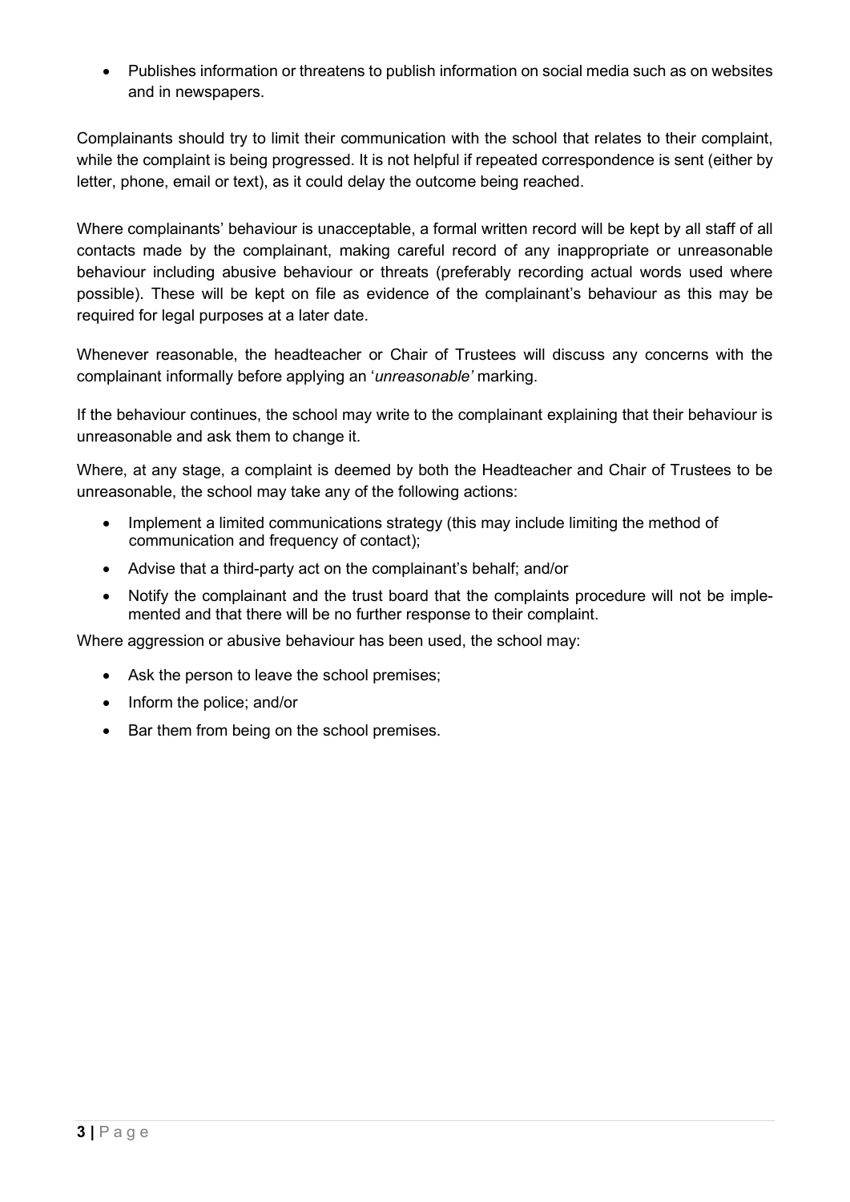- Publishes information or threatens to publish information on social media such as on websites and in newspapers.

Complainants should try to limit their communication with the school that relates to their complaint, while the complaint is being progressed. It is not helpful if repeated correspondence is sent (either by letter, phone, email or text), as it could delay the outcome being reached.

Where complainants' behaviour is unacceptable, a formal written record will be kept by all staff of all contacts made by the complainant, making careful record of any inappropriate or unreasonable behaviour including abusive behaviour or threats (preferably recording actual words used where possible). These will be kept on file as evidence of the complainant's behaviour as this may be required for legal purposes at a later date.

Whenever reasonable, the headteacher or Chair of Trustees will discuss any concerns with the complainant informally before applying an '*unreasonable'* marking.

If the behaviour continues, the school may write to the complainant explaining that their behaviour is unreasonable and ask them to change it.

Where, at any stage, a complaint is deemed by both the Headteacher and Chair of Trustees to be unreasonable, the school may take any of the following actions:

- Implement a limited communications strategy (this may include limiting the method of communication and frequency of contact);
- Advise that a third-party act on the complainant's behalf; and/or
- Notify the complainant and the trust board that the complaints procedure will not be implemented and that there will be no further response to their complaint.

Where aggression or abusive behaviour has been used, the school may:

- Ask the person to leave the school premises;
- Inform the police; and/or
- Bar them from being on the school premises.